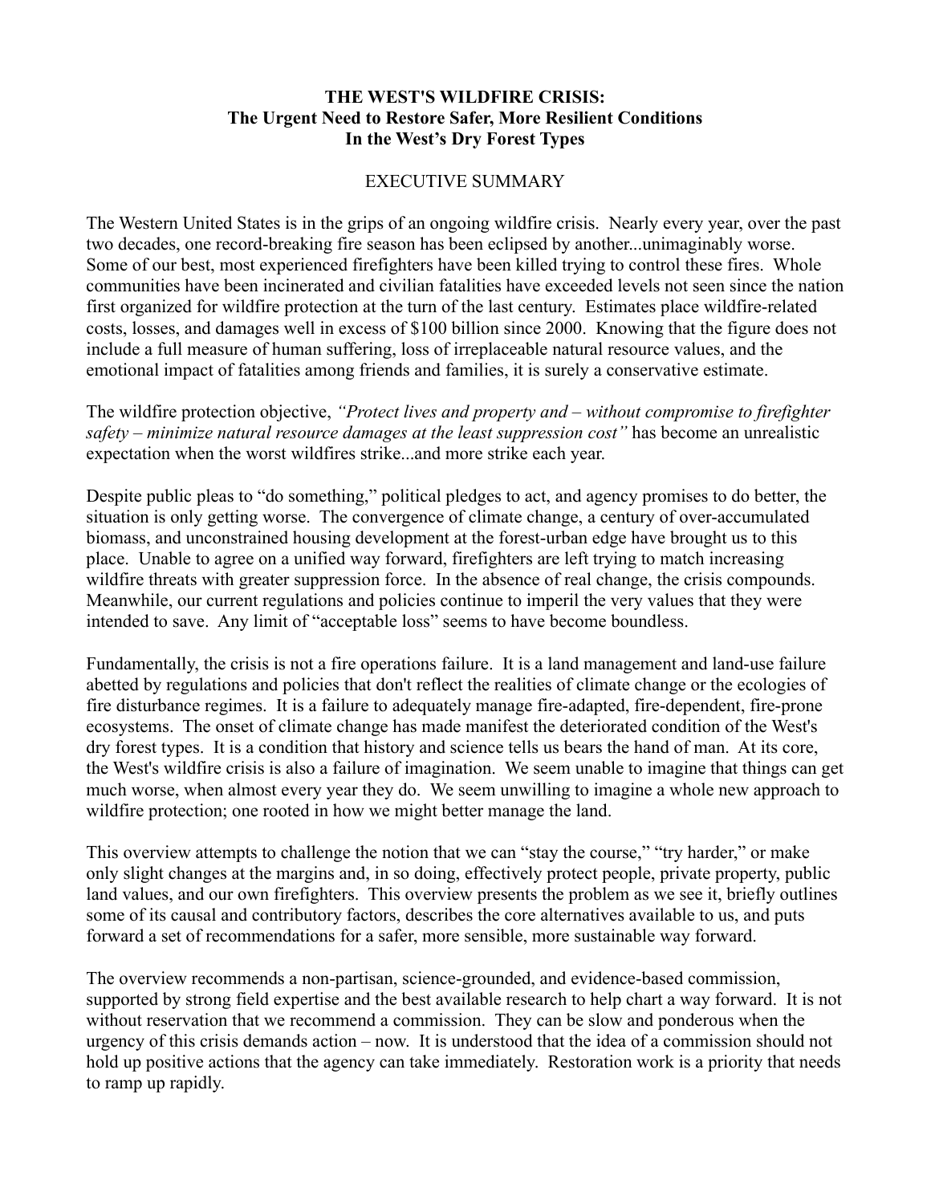**THE WEST'S WILDFIRE CRISIS:**
**The Urgent Need to Restore Safer, More Resilient Conditions**
**In the West's Dry Forest Types**

EXECUTIVE SUMMARY

The Western United States is in the grips of an ongoing wildfire crisis. Nearly every year, over the past two decades, one record-breaking fire season has been eclipsed by another...unimaginably worse. Some of our best, most experienced firefighters have been killed trying to control these fires. Whole communities have been incinerated and civilian fatalities have exceeded levels not seen since the nation first organized for wildfire protection at the turn of the last century. Estimates place wildfire-related costs, losses, and damages well in excess of $100 billion since 2000. Knowing that the figure does not include a full measure of human suffering, loss of irreplaceable natural resource values, and the emotional impact of fatalities among friends and families, it is surely a conservative estimate.

The wildfire protection objective, *"Protect lives and property and – without compromise to firefighter safety – minimize natural resource damages at the least suppression cost"* has become an unrealistic expectation when the worst wildfires strike...and more strike each year.

Despite public pleas to "do something," political pledges to act, and agency promises to do better, the situation is only getting worse. The convergence of climate change, a century of over-accumulated biomass, and unconstrained housing development at the forest-urban edge have brought us to this place. Unable to agree on a unified way forward, firefighters are left trying to match increasing wildfire threats with greater suppression force. In the absence of real change, the crisis compounds. Meanwhile, our current regulations and policies continue to imperil the very values that they were intended to save. Any limit of "acceptable loss" seems to have become boundless.

Fundamentally, the crisis is not a fire operations failure. It is a land management and land-use failure abetted by regulations and policies that don't reflect the realities of climate change or the ecologies of fire disturbance regimes. It is a failure to adequately manage fire-adapted, fire-dependent, fire-prone ecosystems. The onset of climate change has made manifest the deteriorated condition of the West's dry forest types. It is a condition that history and science tells us bears the hand of man. At its core, the West's wildfire crisis is also a failure of imagination. We seem unable to imagine that things can get much worse, when almost every year they do. We seem unwilling to imagine a whole new approach to wildfire protection; one rooted in how we might better manage the land.

This overview attempts to challenge the notion that we can "stay the course," "try harder," or make only slight changes at the margins and, in so doing, effectively protect people, private property, public land values, and our own firefighters. This overview presents the problem as we see it, briefly outlines some of its causal and contributory factors, describes the core alternatives available to us, and puts forward a set of recommendations for a safer, more sensible, more sustainable way forward.

The overview recommends a non-partisan, science-grounded, and evidence-based commission, supported by strong field expertise and the best available research to help chart a way forward. It is not without reservation that we recommend a commission. They can be slow and ponderous when the urgency of this crisis demands action – now. It is understood that the idea of a commission should not hold up positive actions that the agency can take immediately. Restoration work is a priority that needs to ramp up rapidly.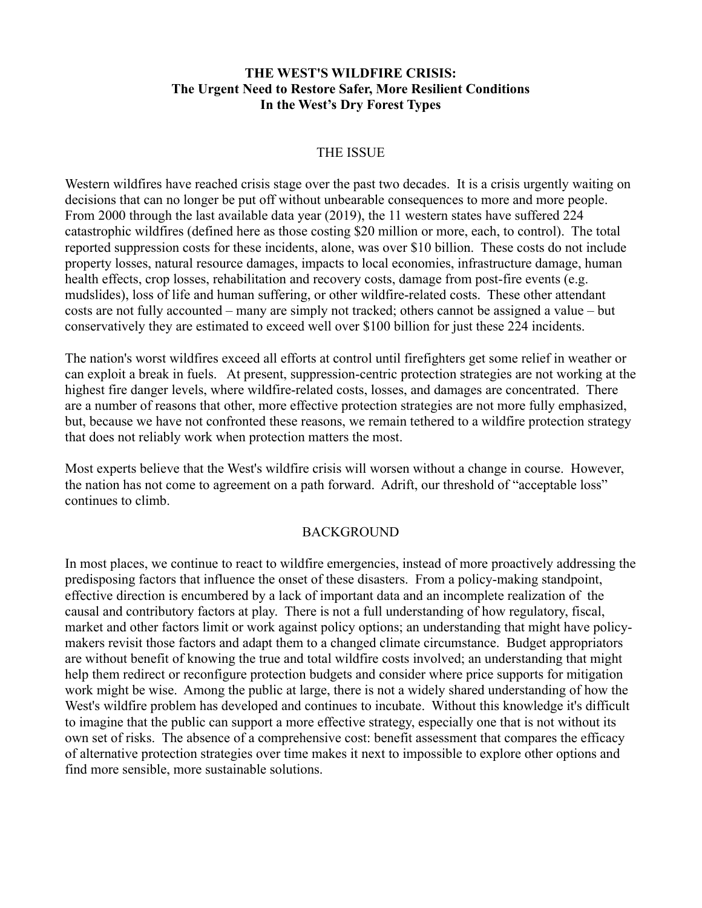# THE WEST'S WILDFIRE CRISIS:
## The Urgent Need to Restore Safer, More Resilient Conditions In the West's Dry Forest Types

### THE ISSUE

Western wildfires have reached crisis stage over the past two decades. It is a crisis urgently waiting on decisions that can no longer be put off without unbearable consequences to more and more people. From 2000 through the last available data year (2019), the 11 western states have suffered 224 catastrophic wildfires (defined here as those costing $20 million or more, each, to control). The total reported suppression costs for these incidents, alone, was over $10 billion. These costs do not include property losses, natural resource damages, impacts to local economies, infrastructure damage, human health effects, crop losses, rehabilitation and recovery costs, damage from post-fire events (e.g. mudslides), loss of life and human suffering, or other wildfire-related costs. These other attendant costs are not fully accounted – many are simply not tracked; others cannot be assigned a value – but conservatively they are estimated to exceed well over $100 billion for just these 224 incidents.

The nation's worst wildfires exceed all efforts at control until firefighters get some relief in weather or can exploit a break in fuels. At present, suppression-centric protection strategies are not working at the highest fire danger levels, where wildfire-related costs, losses, and damages are concentrated. There are a number of reasons that other, more effective protection strategies are not more fully emphasized, but, because we have not confronted these reasons, we remain tethered to a wildfire protection strategy that does not reliably work when protection matters the most.

Most experts believe that the West's wildfire crisis will worsen without a change in course. However, the nation has not come to agreement on a path forward. Adrift, our threshold of "acceptable loss" continues to climb.

### BACKGROUND

In most places, we continue to react to wildfire emergencies, instead of more proactively addressing the predisposing factors that influence the onset of these disasters. From a policy-making standpoint, effective direction is encumbered by a lack of important data and an incomplete realization of the causal and contributory factors at play. There is not a full understanding of how regulatory, fiscal, market and other factors limit or work against policy options; an understanding that might have policy-makers revisit those factors and adapt them to a changed climate circumstance. Budget appropriators are without benefit of knowing the true and total wildfire costs involved; an understanding that might help them redirect or reconfigure protection budgets and consider where price supports for mitigation work might be wise. Among the public at large, there is not a widely shared understanding of how the West's wildfire problem has developed and continues to incubate. Without this knowledge it's difficult to imagine that the public can support a more effective strategy, especially one that is not without its own set of risks. The absence of a comprehensive cost: benefit assessment that compares the efficacy of alternative protection strategies over time makes it next to impossible to explore other options and find more sensible, more sustainable solutions.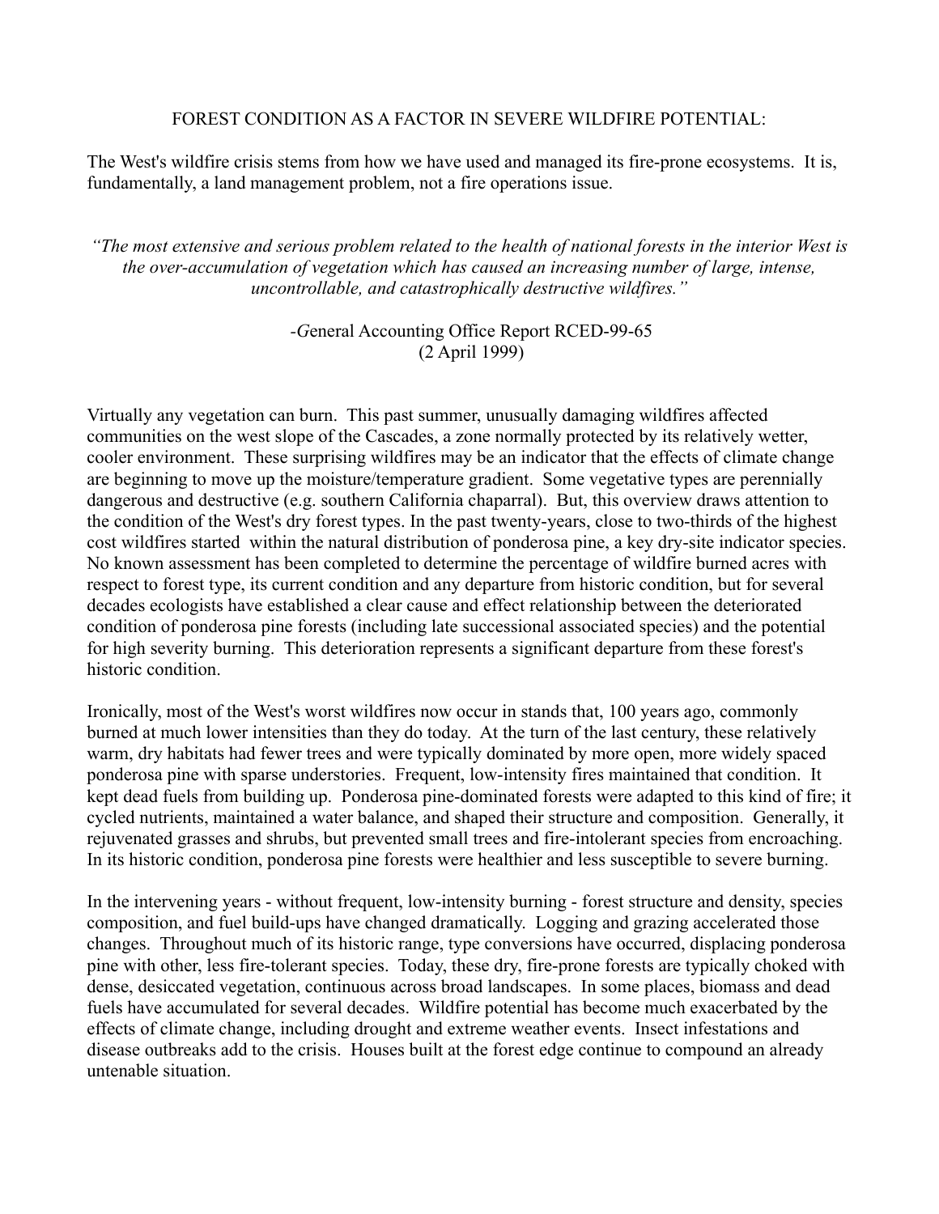## FOREST CONDITION AS A FACTOR IN SEVERE WILDFIRE POTENTIAL:

The West's wildfire crisis stems from how we have used and managed its fire-prone ecosystems. It is, fundamentally, a land management problem, not a fire operations issue.

*"The most extensive and serious problem related to the health of national forests in the interior West is the over-accumulation of vegetation which has caused an increasing number of large, intense, uncontrollable, and catastrophically destructive wildfires."*

-*G*eneral Accounting Office Report RCED-99-65
(2 April 1999)

Virtually any vegetation can burn. This past summer, unusually damaging wildfires affected communities on the west slope of the Cascades, a zone normally protected by its relatively wetter, cooler environment. These surprising wildfires may be an indicator that the effects of climate change are beginning to move up the moisture/temperature gradient. Some vegetative types are perennially dangerous and destructive (e.g. southern California chaparral). But, this overview draws attention to the condition of the West's dry forest types. In the past twenty-years, close to two-thirds of the highest cost wildfires started within the natural distribution of ponderosa pine, a key dry-site indicator species. No known assessment has been completed to determine the percentage of wildfire burned acres with respect to forest type, its current condition and any departure from historic condition, but for several decades ecologists have established a clear cause and effect relationship between the deteriorated condition of ponderosa pine forests (including late successional associated species) and the potential for high severity burning. This deterioration represents a significant departure from these forest's historic condition.

Ironically, most of the West's worst wildfires now occur in stands that, 100 years ago, commonly burned at much lower intensities than they do today. At the turn of the last century, these relatively warm, dry habitats had fewer trees and were typically dominated by more open, more widely spaced ponderosa pine with sparse understories. Frequent, low-intensity fires maintained that condition. It kept dead fuels from building up. Ponderosa pine-dominated forests were adapted to this kind of fire; it cycled nutrients, maintained a water balance, and shaped their structure and composition. Generally, it rejuvenated grasses and shrubs, but prevented small trees and fire-intolerant species from encroaching. In its historic condition, ponderosa pine forests were healthier and less susceptible to severe burning.

In the intervening years - without frequent, low-intensity burning - forest structure and density, species composition, and fuel build-ups have changed dramatically. Logging and grazing accelerated those changes. Throughout much of its historic range, type conversions have occurred, displacing ponderosa pine with other, less fire-tolerant species. Today, these dry, fire-prone forests are typically choked with dense, desiccated vegetation, continuous across broad landscapes. In some places, biomass and dead fuels have accumulated for several decades. Wildfire potential has become much exacerbated by the effects of climate change, including drought and extreme weather events. Insect infestations and disease outbreaks add to the crisis. Houses built at the forest edge continue to compound an already untenable situation.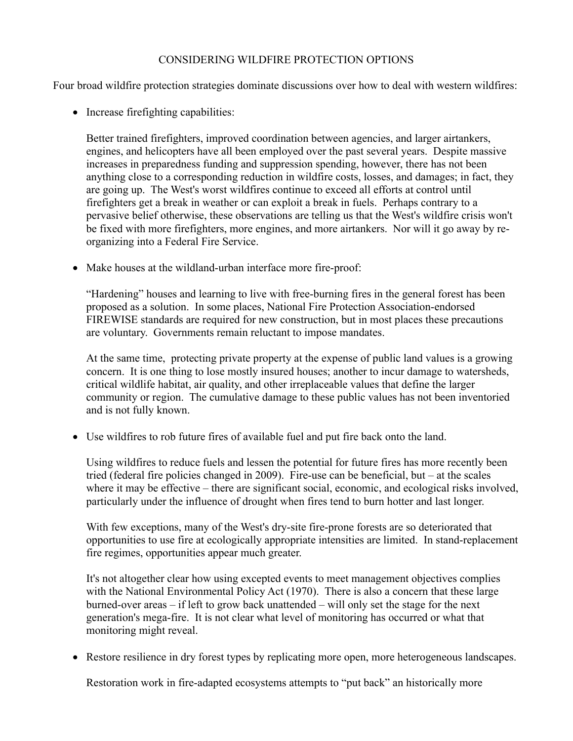# CONSIDERING WILDFIRE PROTECTION OPTIONS

Four broad wildfire protection strategies dominate discussions over how to deal with western wildfires:

- Increase firefighting capabilities:

  Better trained firefighters, improved coordination between agencies, and larger airtankers, engines, and helicopters have all been employed over the past several years. Despite massive increases in preparedness funding and suppression spending, however, there has not been anything close to a corresponding reduction in wildfire costs, losses, and damages; in fact, they are going up. The West's worst wildfires continue to exceed all efforts at control until firefighters get a break in weather or can exploit a break in fuels. Perhaps contrary to a pervasive belief otherwise, these observations are telling us that the West's wildfire crisis won't be fixed with more firefighters, more engines, and more airtankers. Nor will it go away by re-organizing into a Federal Fire Service.

- Make houses at the wildland-urban interface more fire-proof:

  "Hardening" houses and learning to live with free-burning fires in the general forest has been proposed as a solution. In some places, National Fire Protection Association-endorsed FIREWISE standards are required for new construction, but in most places these precautions are voluntary. Governments remain reluctant to impose mandates.

  At the same time, protecting private property at the expense of public land values is a growing concern. It is one thing to lose mostly insured houses; another to incur damage to watersheds, critical wildlife habitat, air quality, and other irreplaceable values that define the larger community or region. The cumulative damage to these public values has not been inventoried and is not fully known.

- Use wildfires to rob future fires of available fuel and put fire back onto the land.

  Using wildfires to reduce fuels and lessen the potential for future fires has more recently been tried (federal fire policies changed in 2009). Fire-use can be beneficial, but – at the scales where it may be effective – there are significant social, economic, and ecological risks involved, particularly under the influence of drought when fires tend to burn hotter and last longer.

  With few exceptions, many of the West's dry-site fire-prone forests are so deteriorated that opportunities to use fire at ecologically appropriate intensities are limited. In stand-replacement fire regimes, opportunities appear much greater.

  It's not altogether clear how using excepted events to meet management objectives complies with the National Environmental Policy Act (1970). There is also a concern that these large burned-over areas – if left to grow back unattended – will only set the stage for the next generation's mega-fire. It is not clear what level of monitoring has occurred or what that monitoring might reveal.

- Restore resilience in dry forest types by replicating more open, more heterogeneous landscapes.

  Restoration work in fire-adapted ecosystems attempts to "put back" an historically more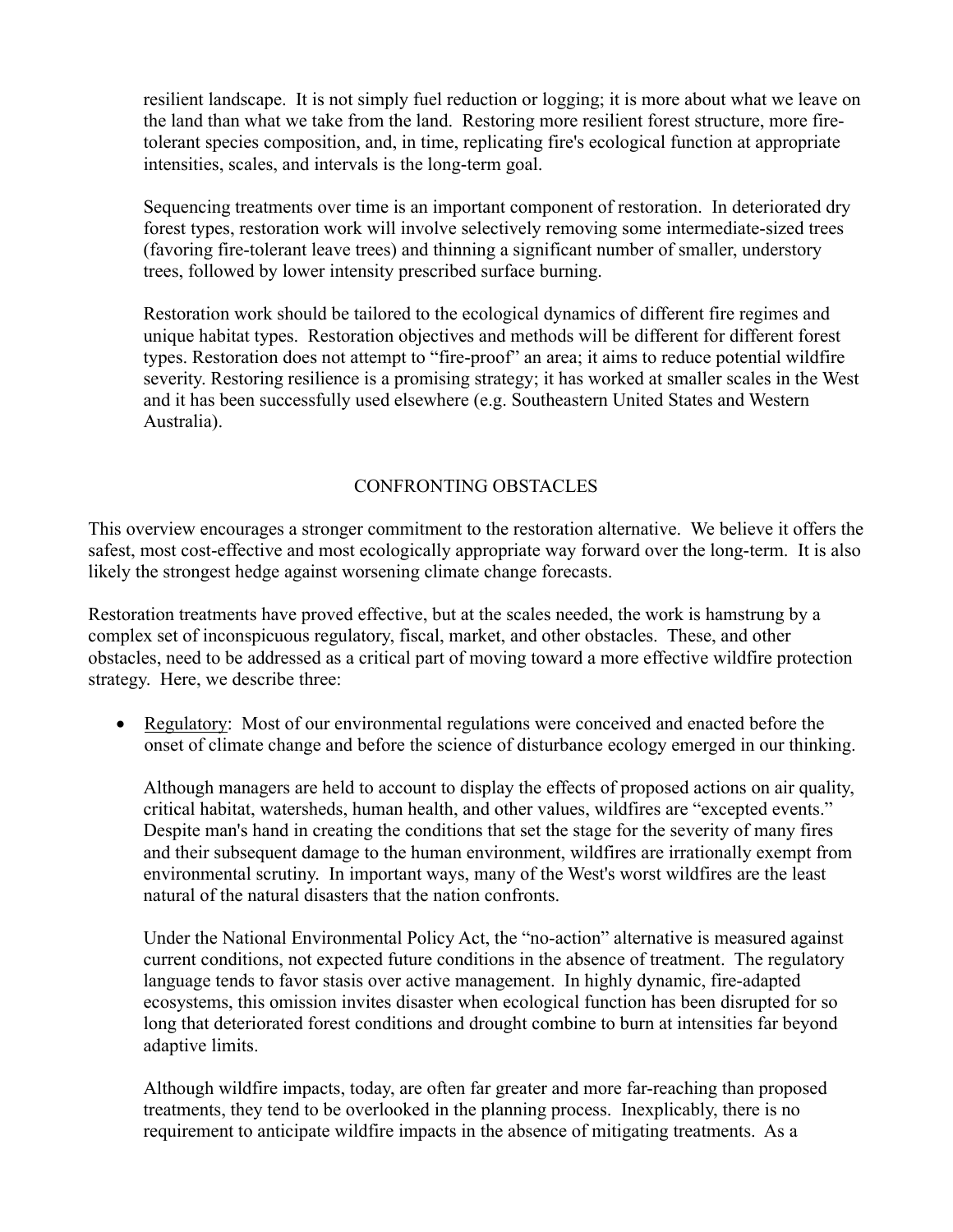resilient landscape. It is not simply fuel reduction or logging; it is more about what we leave on the land than what we take from the land. Restoring more resilient forest structure, more fire-tolerant species composition, and, in time, replicating fire's ecological function at appropriate intensities, scales, and intervals is the long-term goal.

Sequencing treatments over time is an important component of restoration. In deteriorated dry forest types, restoration work will involve selectively removing some intermediate-sized trees (favoring fire-tolerant leave trees) and thinning a significant number of smaller, understory trees, followed by lower intensity prescribed surface burning.

Restoration work should be tailored to the ecological dynamics of different fire regimes and unique habitat types. Restoration objectives and methods will be different for different forest types. Restoration does not attempt to "fire-proof" an area; it aims to reduce potential wildfire severity. Restoring resilience is a promising strategy; it has worked at smaller scales in the West and it has been successfully used elsewhere (e.g. Southeastern United States and Western Australia).

## CONFRONTING OBSTACLES

This overview encourages a stronger commitment to the restoration alternative. We believe it offers the safest, most cost-effective and most ecologically appropriate way forward over the long-term. It is also likely the strongest hedge against worsening climate change forecasts.

Restoration treatments have proved effective, but at the scales needed, the work is hamstrung by a complex set of inconspicuous regulatory, fiscal, market, and other obstacles. These, and other obstacles, need to be addressed as a critical part of moving toward a more effective wildfire protection strategy. Here, we describe three:

- <u>Regulatory</u>: Most of our environmental regulations were conceived and enacted before the onset of climate change and before the science of disturbance ecology emerged in our thinking.

  Although managers are held to account to display the effects of proposed actions on air quality, critical habitat, watersheds, human health, and other values, wildfires are "excepted events." Despite man's hand in creating the conditions that set the stage for the severity of many fires and their subsequent damage to the human environment, wildfires are irrationally exempt from environmental scrutiny. In important ways, many of the West's worst wildfires are the least natural of the natural disasters that the nation confronts.

  Under the National Environmental Policy Act, the "no-action" alternative is measured against current conditions, not expected future conditions in the absence of treatment. The regulatory language tends to favor stasis over active management. In highly dynamic, fire-adapted ecosystems, this omission invites disaster when ecological function has been disrupted for so long that deteriorated forest conditions and drought combine to burn at intensities far beyond adaptive limits.

  Although wildfire impacts, today, are often far greater and more far-reaching than proposed treatments, they tend to be overlooked in the planning process. Inexplicably, there is no requirement to anticipate wildfire impacts in the absence of mitigating treatments. As a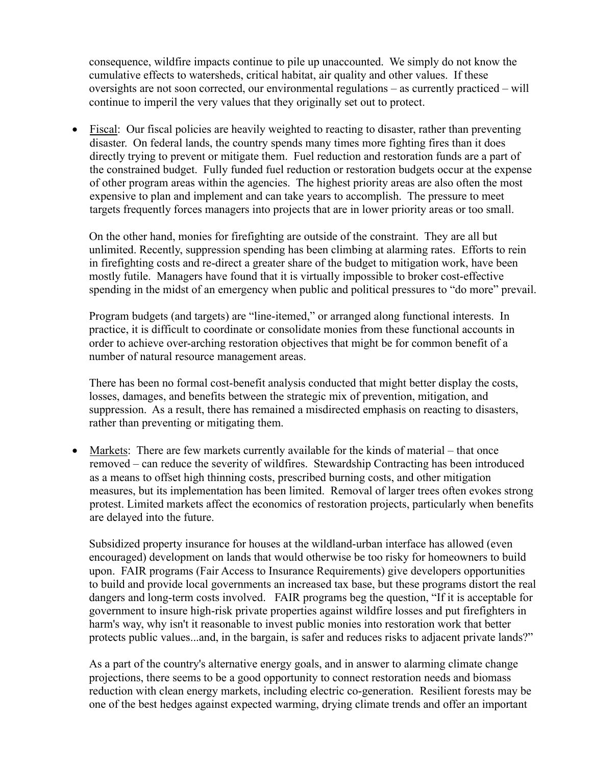consequence, wildfire impacts continue to pile up unaccounted. We simply do not know the cumulative effects to watersheds, critical habitat, air quality and other values. If these oversights are not soon corrected, our environmental regulations – as currently practiced – will continue to imperil the very values that they originally set out to protect.

- Fiscal: Our fiscal policies are heavily weighted to reacting to disaster, rather than preventing disaster. On federal lands, the country spends many times more fighting fires than it does directly trying to prevent or mitigate them. Fuel reduction and restoration funds are a part of the constrained budget. Fully funded fuel reduction or restoration budgets occur at the expense of other program areas within the agencies. The highest priority areas are also often the most expensive to plan and implement and can take years to accomplish. The pressure to meet targets frequently forces managers into projects that are in lower priority areas or too small.

  On the other hand, monies for firefighting are outside of the constraint. They are all but unlimited. Recently, suppression spending has been climbing at alarming rates. Efforts to rein in firefighting costs and re-direct a greater share of the budget to mitigation work, have been mostly futile. Managers have found that it is virtually impossible to broker cost-effective spending in the midst of an emergency when public and political pressures to "do more" prevail.

  Program budgets (and targets) are "line-itemed," or arranged along functional interests. In practice, it is difficult to coordinate or consolidate monies from these functional accounts in order to achieve over-arching restoration objectives that might be for common benefit of a number of natural resource management areas.

  There has been no formal cost-benefit analysis conducted that might better display the costs, losses, damages, and benefits between the strategic mix of prevention, mitigation, and suppression. As a result, there has remained a misdirected emphasis on reacting to disasters, rather than preventing or mitigating them.

- Markets: There are few markets currently available for the kinds of material – that once removed – can reduce the severity of wildfires. Stewardship Contracting has been introduced as a means to offset high thinning costs, prescribed burning costs, and other mitigation measures, but its implementation has been limited. Removal of larger trees often evokes strong protest. Limited markets affect the economics of restoration projects, particularly when benefits are delayed into the future.

  Subsidized property insurance for houses at the wildland-urban interface has allowed (even encouraged) development on lands that would otherwise be too risky for homeowners to build upon. FAIR programs (Fair Access to Insurance Requirements) give developers opportunities to build and provide local governments an increased tax base, but these programs distort the real dangers and long-term costs involved. FAIR programs beg the question, "If it is acceptable for government to insure high-risk private properties against wildfire losses and put firefighters in harm's way, why isn't it reasonable to invest public monies into restoration work that better protects public values...and, in the bargain, is safer and reduces risks to adjacent private lands?"

  As a part of the country's alternative energy goals, and in answer to alarming climate change projections, there seems to be a good opportunity to connect restoration needs and biomass reduction with clean energy markets, including electric co-generation. Resilient forests may be one of the best hedges against expected warming, drying climate trends and offer an important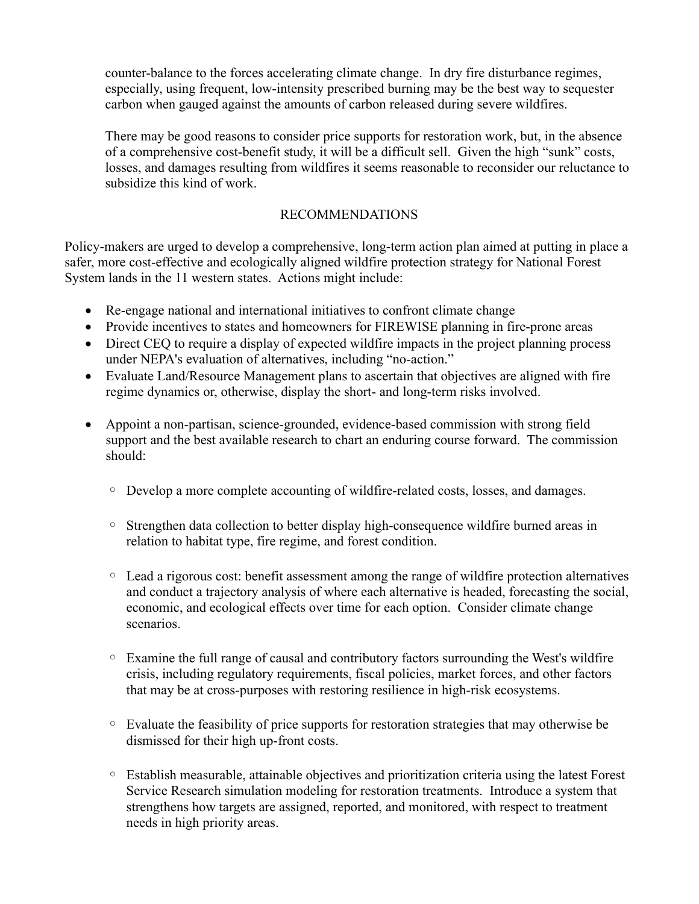counter-balance to the forces accelerating climate change. In dry fire disturbance regimes, especially, using frequent, low-intensity prescribed burning may be the best way to sequester carbon when gauged against the amounts of carbon released during severe wildfires.

There may be good reasons to consider price supports for restoration work, but, in the absence of a comprehensive cost-benefit study, it will be a difficult sell. Given the high "sunk" costs, losses, and damages resulting from wildfires it seems reasonable to reconsider our reluctance to subsidize this kind of work.

## RECOMMENDATIONS

Policy-makers are urged to develop a comprehensive, long-term action plan aimed at putting in place a safer, more cost-effective and ecologically aligned wildfire protection strategy for National Forest System lands in the 11 western states. Actions might include:

- Re-engage national and international initiatives to confront climate change
- Provide incentives to states and homeowners for FIREWISE planning in fire-prone areas
- Direct CEQ to require a display of expected wildfire impacts in the project planning process under NEPA's evaluation of alternatives, including "no-action."
- Evaluate Land/Resource Management plans to ascertain that objectives are aligned with fire regime dynamics or, otherwise, display the short- and long-term risks involved.
- Appoint a non-partisan, science-grounded, evidence-based commission with strong field support and the best available research to chart an enduring course forward. The commission should:
  - Develop a more complete accounting of wildfire-related costs, losses, and damages.
  - Strengthen data collection to better display high-consequence wildfire burned areas in relation to habitat type, fire regime, and forest condition.
  - Lead a rigorous cost: benefit assessment among the range of wildfire protection alternatives and conduct a trajectory analysis of where each alternative is headed, forecasting the social, economic, and ecological effects over time for each option. Consider climate change scenarios.
  - Examine the full range of causal and contributory factors surrounding the West's wildfire crisis, including regulatory requirements, fiscal policies, market forces, and other factors that may be at cross-purposes with restoring resilience in high-risk ecosystems.
  - Evaluate the feasibility of price supports for restoration strategies that may otherwise be dismissed for their high up-front costs.
  - Establish measurable, attainable objectives and prioritization criteria using the latest Forest Service Research simulation modeling for restoration treatments. Introduce a system that strengthens how targets are assigned, reported, and monitored, with respect to treatment needs in high priority areas.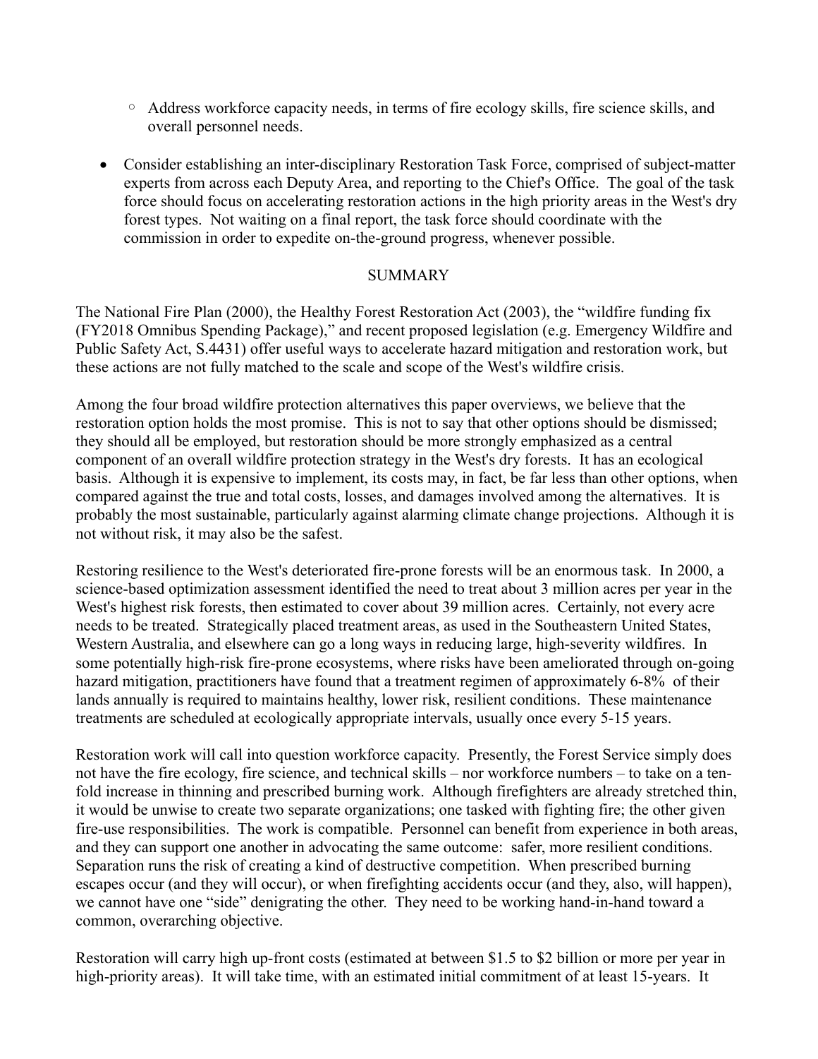- Address workforce capacity needs, in terms of fire ecology skills, fire science skills, and overall personnel needs.

- Consider establishing an inter-disciplinary Restoration Task Force, comprised of subject-matter experts from across each Deputy Area, and reporting to the Chief's Office. The goal of the task force should focus on accelerating restoration actions in the high priority areas in the West's dry forest types. Not waiting on a final report, the task force should coordinate with the commission in order to expedite on-the-ground progress, whenever possible.

## SUMMARY

The National Fire Plan (2000), the Healthy Forest Restoration Act (2003), the "wildfire funding fix (FY2018 Omnibus Spending Package)," and recent proposed legislation (e.g. Emergency Wildfire and Public Safety Act, S.4431) offer useful ways to accelerate hazard mitigation and restoration work, but these actions are not fully matched to the scale and scope of the West's wildfire crisis.

Among the four broad wildfire protection alternatives this paper overviews, we believe that the restoration option holds the most promise. This is not to say that other options should be dismissed; they should all be employed, but restoration should be more strongly emphasized as a central component of an overall wildfire protection strategy in the West's dry forests. It has an ecological basis. Although it is expensive to implement, its costs may, in fact, be far less than other options, when compared against the true and total costs, losses, and damages involved among the alternatives. It is probably the most sustainable, particularly against alarming climate change projections. Although it is not without risk, it may also be the safest.

Restoring resilience to the West's deteriorated fire-prone forests will be an enormous task. In 2000, a science-based optimization assessment identified the need to treat about 3 million acres per year in the West's highest risk forests, then estimated to cover about 39 million acres. Certainly, not every acre needs to be treated. Strategically placed treatment areas, as used in the Southeastern United States, Western Australia, and elsewhere can go a long ways in reducing large, high-severity wildfires. In some potentially high-risk fire-prone ecosystems, where risks have been ameliorated through on-going hazard mitigation, practitioners have found that a treatment regimen of approximately 6-8% of their lands annually is required to maintains healthy, lower risk, resilient conditions. These maintenance treatments are scheduled at ecologically appropriate intervals, usually once every 5-15 years.

Restoration work will call into question workforce capacity. Presently, the Forest Service simply does not have the fire ecology, fire science, and technical skills – nor workforce numbers – to take on a ten-fold increase in thinning and prescribed burning work. Although firefighters are already stretched thin, it would be unwise to create two separate organizations; one tasked with fighting fire; the other given fire-use responsibilities. The work is compatible. Personnel can benefit from experience in both areas, and they can support one another in advocating the same outcome: safer, more resilient conditions. Separation runs the risk of creating a kind of destructive competition. When prescribed burning escapes occur (and they will occur), or when firefighting accidents occur (and they, also, will happen), we cannot have one "side" denigrating the other. They need to be working hand-in-hand toward a common, overarching objective.

Restoration will carry high up-front costs (estimated at between $1.5 to $2 billion or more per year in high-priority areas). It will take time, with an estimated initial commitment of at least 15-years. It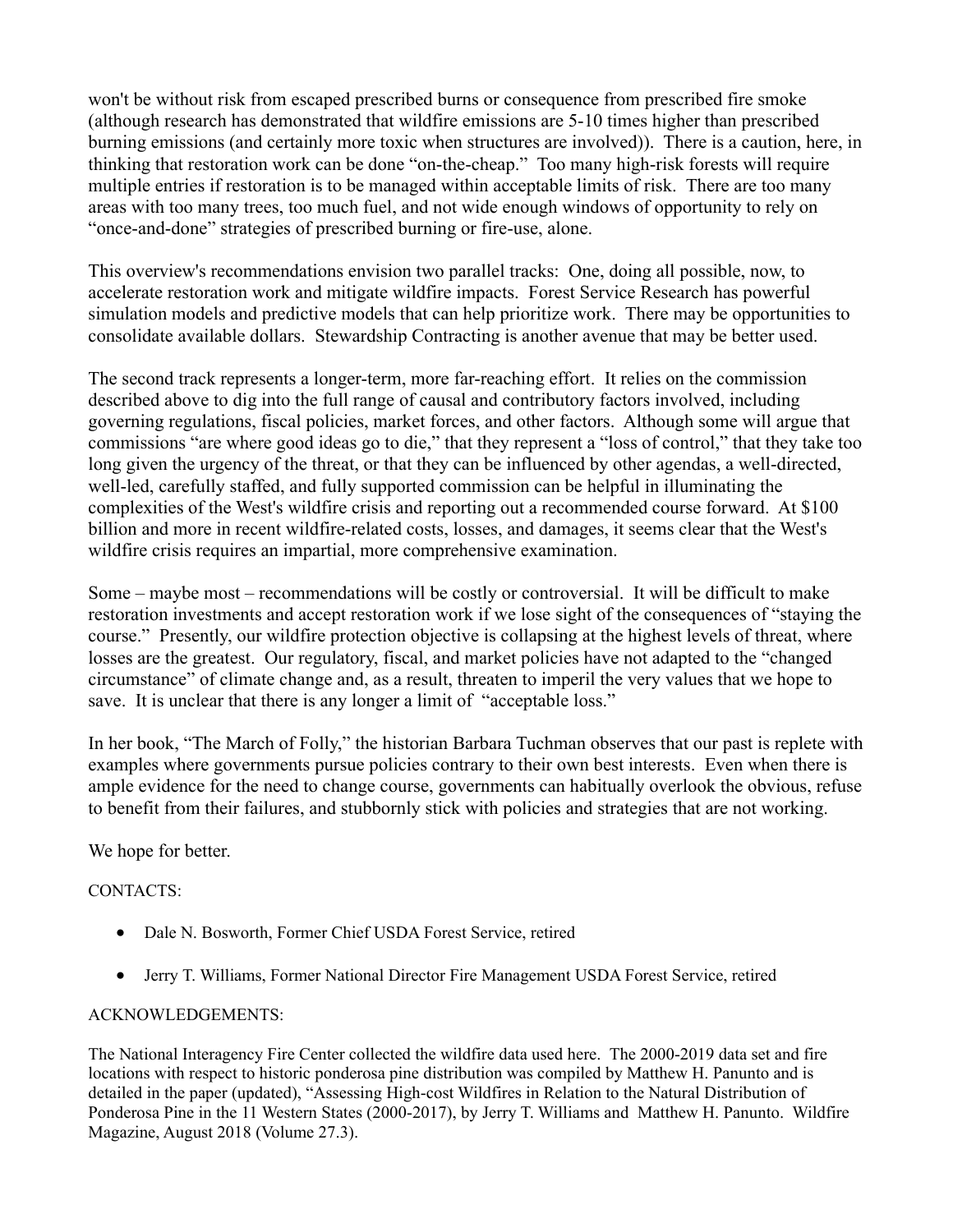won't be without risk from escaped prescribed burns or consequence from prescribed fire smoke (although research has demonstrated that wildfire emissions are 5-10 times higher than prescribed burning emissions (and certainly more toxic when structures are involved)). There is a caution, here, in thinking that restoration work can be done "on-the-cheap." Too many high-risk forests will require multiple entries if restoration is to be managed within acceptable limits of risk. There are too many areas with too many trees, too much fuel, and not wide enough windows of opportunity to rely on "once-and-done" strategies of prescribed burning or fire-use, alone.

This overview's recommendations envision two parallel tracks: One, doing all possible, now, to accelerate restoration work and mitigate wildfire impacts. Forest Service Research has powerful simulation models and predictive models that can help prioritize work. There may be opportunities to consolidate available dollars. Stewardship Contracting is another avenue that may be better used.

The second track represents a longer-term, more far-reaching effort. It relies on the commission described above to dig into the full range of causal and contributory factors involved, including governing regulations, fiscal policies, market forces, and other factors. Although some will argue that commissions "are where good ideas go to die," that they represent a "loss of control," that they take too long given the urgency of the threat, or that they can be influenced by other agendas, a well-directed, well-led, carefully staffed, and fully supported commission can be helpful in illuminating the complexities of the West's wildfire crisis and reporting out a recommended course forward. At $100 billion and more in recent wildfire-related costs, losses, and damages, it seems clear that the West's wildfire crisis requires an impartial, more comprehensive examination.

Some – maybe most – recommendations will be costly or controversial. It will be difficult to make restoration investments and accept restoration work if we lose sight of the consequences of "staying the course." Presently, our wildfire protection objective is collapsing at the highest levels of threat, where losses are the greatest. Our regulatory, fiscal, and market policies have not adapted to the "changed circumstance" of climate change and, as a result, threaten to imperil the very values that we hope to save. It is unclear that there is any longer a limit of "acceptable loss."

In her book, "The March of Folly," the historian Barbara Tuchman observes that our past is replete with examples where governments pursue policies contrary to their own best interests. Even when there is ample evidence for the need to change course, governments can habitually overlook the obvious, refuse to benefit from their failures, and stubbornly stick with policies and strategies that are not working.

We hope for better.

CONTACTS:

- Dale N. Bosworth, Former Chief USDA Forest Service, retired
- Jerry T. Williams, Former National Director Fire Management USDA Forest Service, retired

ACKNOWLEDGEMENTS:

The National Interagency Fire Center collected the wildfire data used here. The 2000-2019 data set and fire locations with respect to historic ponderosa pine distribution was compiled by Matthew H. Panunto and is detailed in the paper (updated), "Assessing High-cost Wildfires in Relation to the Natural Distribution of Ponderosa Pine in the 11 Western States (2000-2017), by Jerry T. Williams and Matthew H. Panunto. Wildfire Magazine, August 2018 (Volume 27.3).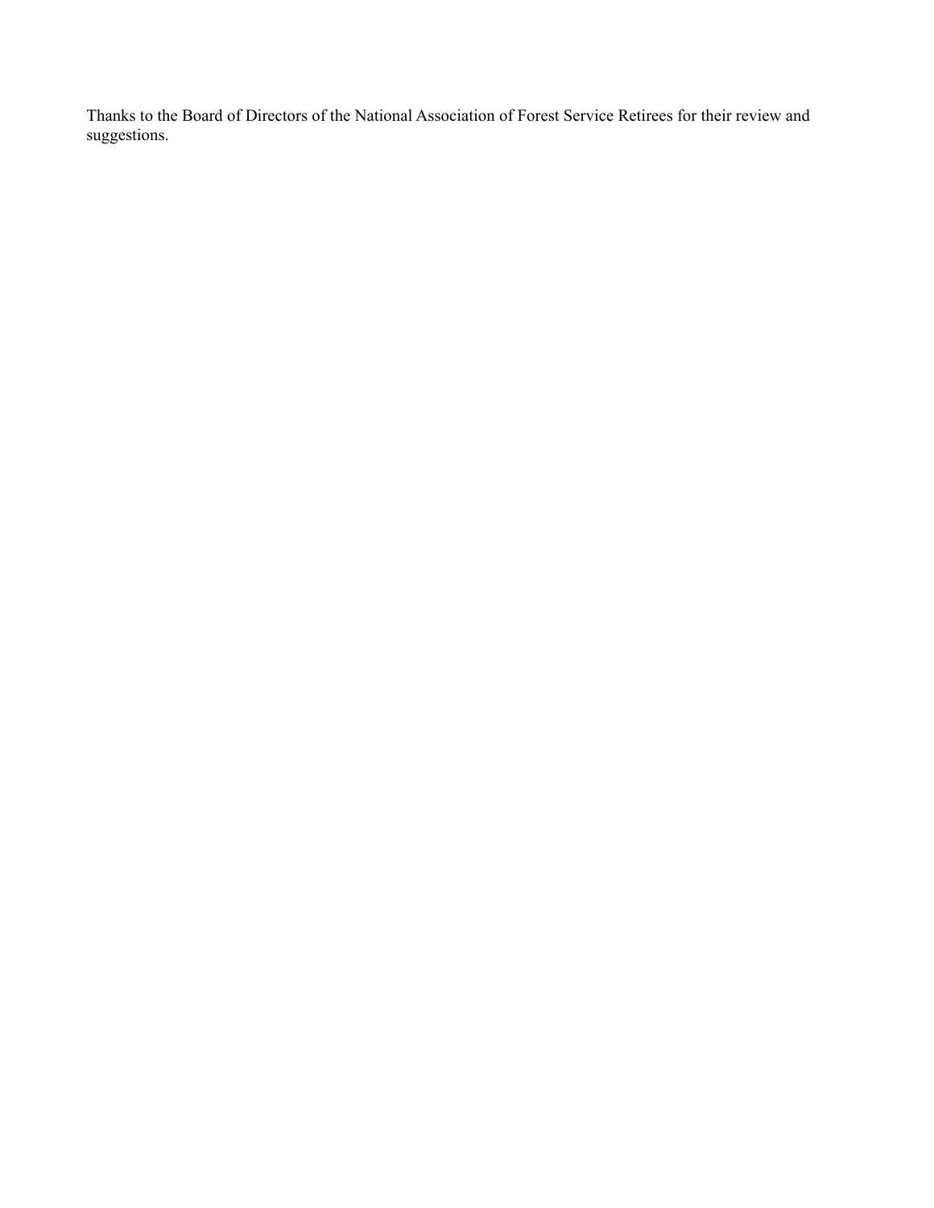Thanks to the Board of Directors of the National Association of Forest Service Retirees for their review and suggestions.